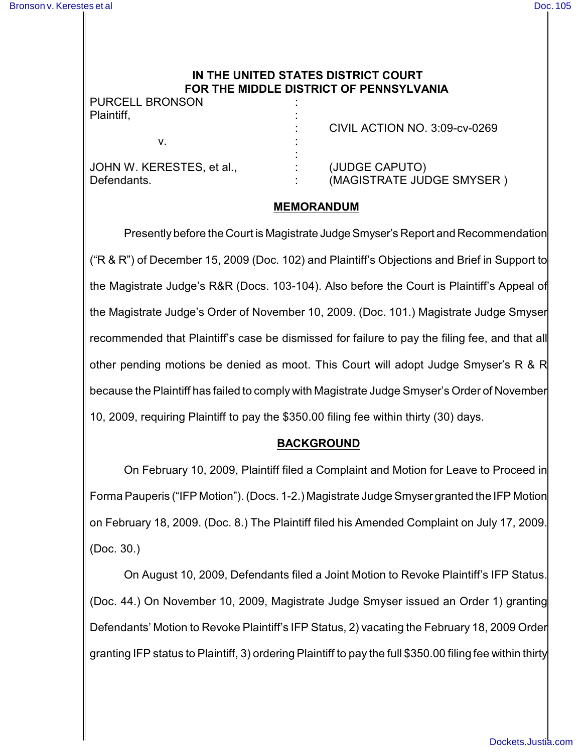# IN THE UNITED STATES DISTRICT COURT FOR THE MIDDLE DISTRICT OF PENNSYLVANIA

| | | |
|---|---|---|
| PURCELL BRONSON | : | |
| Plaintiff, | : | |
| | : | CIVIL ACTION NO. 3:09-cv-0269 |
| v. | : | |
| | : | |
| JOHN W. KERESTES, et al., | : | (JUDGE CAPUTO) |
| Defendants. | : | (MAGISTRATE JUDGE SMYSER ) |

## MEMORANDUM

Presently before the Court is Magistrate Judge Smyser's Report and Recommendation ("R & R") of December 15, 2009 (Doc. 102) and Plaintiff's Objections and Brief in Support to the Magistrate Judge's R&R (Docs. 103-104). Also before the Court is Plaintiff's Appeal of the Magistrate Judge's Order of November 10, 2009. (Doc. 101.) Magistrate Judge Smyser recommended that Plaintiff's case be dismissed for failure to pay the filing fee, and that all other pending motions be denied as moot. This Court will adopt Judge Smyser's R & R because the Plaintiff has failed to comply with Magistrate Judge Smyser's Order of November 10, 2009, requiring Plaintiff to pay the $350.00 filing fee within thirty (30) days.

## BACKGROUND

On February 10, 2009, Plaintiff filed a Complaint and Motion for Leave to Proceed in Forma Pauperis ("IFP Motion"). (Docs. 1-2.) Magistrate Judge Smyser granted the IFP Motion on February 18, 2009. (Doc. 8.) The Plaintiff filed his Amended Complaint on July 17, 2009. (Doc. 30.)

On August 10, 2009, Defendants filed a Joint Motion to Revoke Plaintiff's IFP Status. (Doc. 44.) On November 10, 2009, Magistrate Judge Smyser issued an Order 1) granting Defendants' Motion to Revoke Plaintiff's IFP Status, 2) vacating the February 18, 2009 Order granting IFP status to Plaintiff, 3) ordering Plaintiff to pay the full $350.00 filing fee within thirty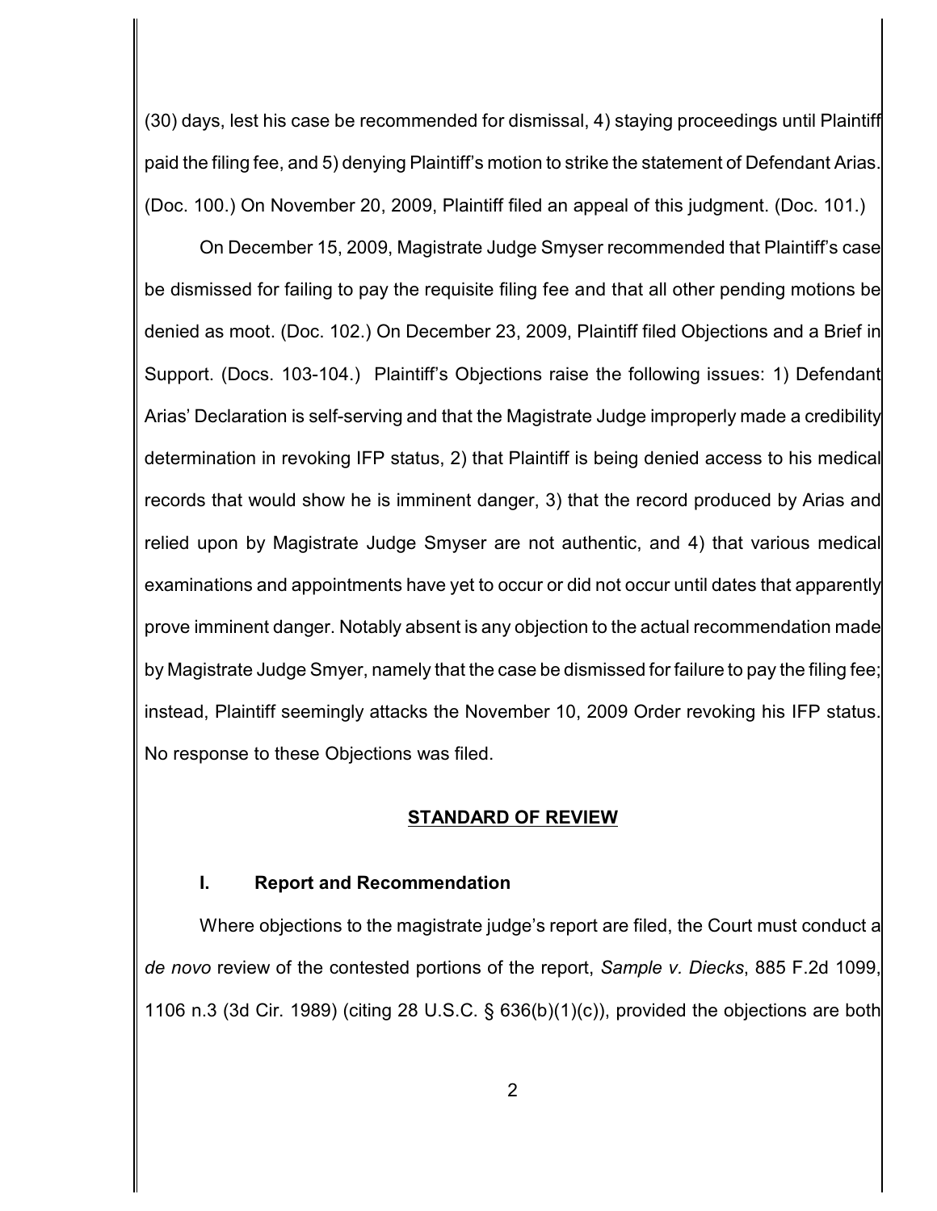(30) days, lest his case be recommended for dismissal, 4) staying proceedings until Plaintiff paid the filing fee, and 5) denying Plaintiff's motion to strike the statement of Defendant Arias. (Doc. 100.) On November 20, 2009, Plaintiff filed an appeal of this judgment. (Doc. 101.)

On December 15, 2009, Magistrate Judge Smyser recommended that Plaintiff's case be dismissed for failing to pay the requisite filing fee and that all other pending motions be denied as moot. (Doc. 102.) On December 23, 2009, Plaintiff filed Objections and a Brief in Support. (Docs. 103-104.) Plaintiff's Objections raise the following issues: 1) Defendant Arias' Declaration is self-serving and that the Magistrate Judge improperly made a credibility determination in revoking IFP status, 2) that Plaintiff is being denied access to his medical records that would show he is imminent danger, 3) that the record produced by Arias and relied upon by Magistrate Judge Smyser are not authentic, and 4) that various medical examinations and appointments have yet to occur or did not occur until dates that apparently prove imminent danger. Notably absent is any objection to the actual recommendation made by Magistrate Judge Smyer, namely that the case be dismissed for failure to pay the filing fee; instead, Plaintiff seemingly attacks the November 10, 2009 Order revoking his IFP status. No response to these Objections was filed.

## STANDARD OF REVIEW

### I. Report and Recommendation

Where objections to the magistrate judge's report are filed, the Court must conduct a *de novo* review of the contested portions of the report, *Sample v. Diecks*, 885 F.2d 1099, 1106 n.3 (3d Cir. 1989) (citing 28 U.S.C. § 636(b)(1)(c)), provided the objections are both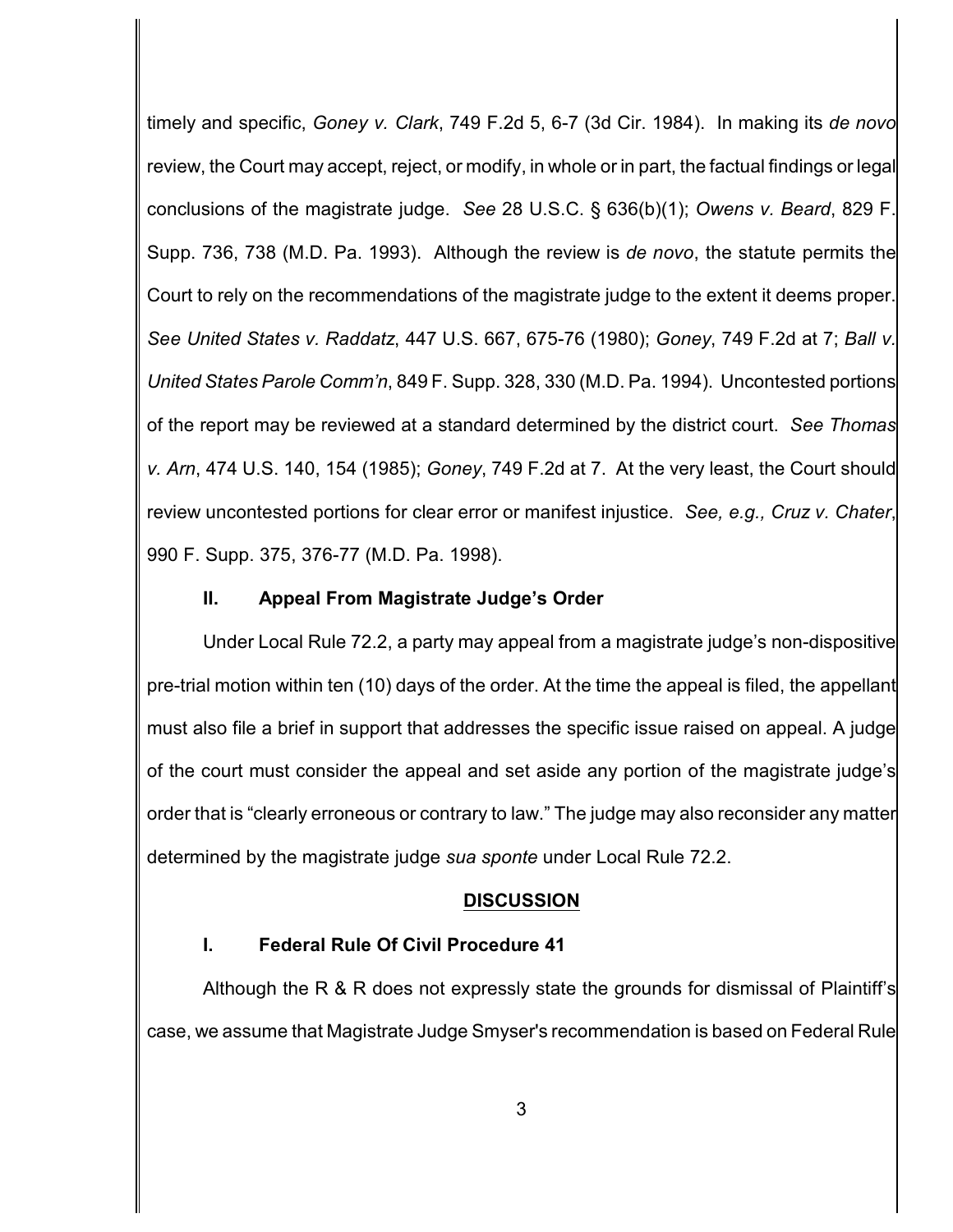timely and specific, *Goney v. Clark*, 749 F.2d 5, 6-7 (3d Cir. 1984). In making its *de novo* review, the Court may accept, reject, or modify, in whole or in part, the factual findings or legal conclusions of the magistrate judge. *See* 28 U.S.C. § 636(b)(1); *Owens v. Beard*, 829 F. Supp. 736, 738 (M.D. Pa. 1993). Although the review is *de novo*, the statute permits the Court to rely on the recommendations of the magistrate judge to the extent it deems proper. *See United States v. Raddatz*, 447 U.S. 667, 675-76 (1980); *Goney*, 749 F.2d at 7; *Ball v. United States Parole Comm'n*, 849 F. Supp. 328, 330 (M.D. Pa. 1994). Uncontested portions of the report may be reviewed at a standard determined by the district court. *See Thomas v. Arn*, 474 U.S. 140, 154 (1985); *Goney*, 749 F.2d at 7. At the very least, the Court should review uncontested portions for clear error or manifest injustice. *See, e.g., Cruz v. Chater*, 990 F. Supp. 375, 376-77 (M.D. Pa. 1998).

**II. Appeal From Magistrate Judge's Order**

Under Local Rule 72.2, a party may appeal from a magistrate judge's non-dispositive pre-trial motion within ten (10) days of the order. At the time the appeal is filed, the appellant must also file a brief in support that addresses the specific issue raised on appeal. A judge of the court must consider the appeal and set aside any portion of the magistrate judge's order that is "clearly erroneous or contrary to law." The judge may also reconsider any matter determined by the magistrate judge *sua sponte* under Local Rule 72.2.

## DISCUSSION

**I. Federal Rule Of Civil Procedure 41**

Although the R & R does not expressly state the grounds for dismissal of Plaintiff's case, we assume that Magistrate Judge Smyser's recommendation is based on Federal Rule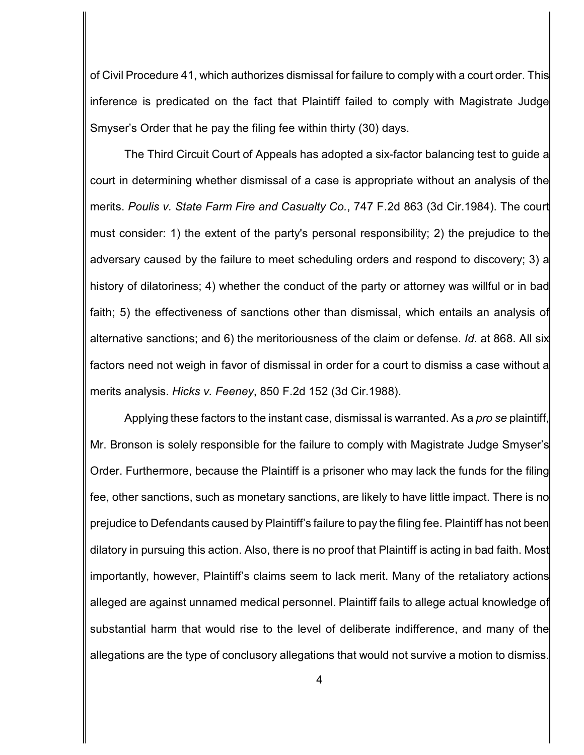of Civil Procedure 41, which authorizes dismissal for failure to comply with a court order. This inference is predicated on the fact that Plaintiff failed to comply with Magistrate Judge Smyser's Order that he pay the filing fee within thirty (30) days.

The Third Circuit Court of Appeals has adopted a six-factor balancing test to guide a court in determining whether dismissal of a case is appropriate without an analysis of the merits. *Poulis v. State Farm Fire and Casualty Co.*, 747 F.2d 863 (3d Cir.1984). The court must consider: 1) the extent of the party's personal responsibility; 2) the prejudice to the adversary caused by the failure to meet scheduling orders and respond to discovery; 3) a history of dilatoriness; 4) whether the conduct of the party or attorney was willful or in bad faith; 5) the effectiveness of sanctions other than dismissal, which entails an analysis of alternative sanctions; and 6) the meritoriousness of the claim or defense. *Id*. at 868. All six factors need not weigh in favor of dismissal in order for a court to dismiss a case without a merits analysis. *Hicks v. Feeney*, 850 F.2d 152 (3d Cir.1988).

Applying these factors to the instant case, dismissal is warranted. As a *pro se* plaintiff, Mr. Bronson is solely responsible for the failure to comply with Magistrate Judge Smyser's Order. Furthermore, because the Plaintiff is a prisoner who may lack the funds for the filing fee, other sanctions, such as monetary sanctions, are likely to have little impact. There is no prejudice to Defendants caused by Plaintiff's failure to pay the filing fee. Plaintiff has not been dilatory in pursuing this action. Also, there is no proof that Plaintiff is acting in bad faith. Most importantly, however, Plaintiff's claims seem to lack merit. Many of the retaliatory actions alleged are against unnamed medical personnel. Plaintiff fails to allege actual knowledge of substantial harm that would rise to the level of deliberate indifference, and many of the allegations are the type of conclusory allegations that would not survive a motion to dismiss.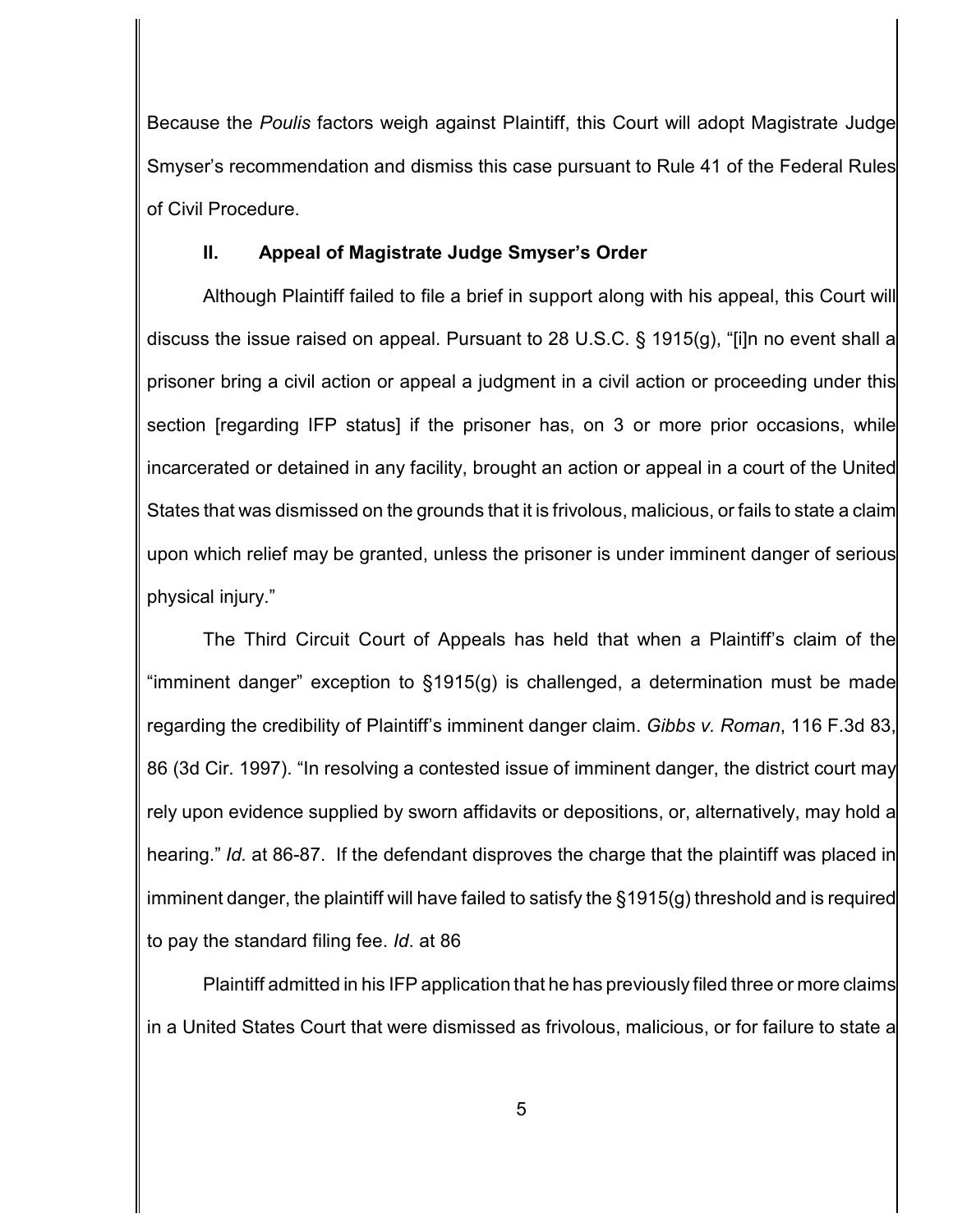Because the *Poulis* factors weigh against Plaintiff, this Court will adopt Magistrate Judge Smyser's recommendation and dismiss this case pursuant to Rule 41 of the Federal Rules of Civil Procedure.

## II. Appeal of Magistrate Judge Smyser's Order

Although Plaintiff failed to file a brief in support along with his appeal, this Court will discuss the issue raised on appeal. Pursuant to 28 U.S.C. § 1915(g), "[i]n no event shall a prisoner bring a civil action or appeal a judgment in a civil action or proceeding under this section [regarding IFP status] if the prisoner has, on 3 or more prior occasions, while incarcerated or detained in any facility, brought an action or appeal in a court of the United States that was dismissed on the grounds that it is frivolous, malicious, or fails to state a claim upon which relief may be granted, unless the prisoner is under imminent danger of serious physical injury."

The Third Circuit Court of Appeals has held that when a Plaintiff's claim of the "imminent danger" exception to §1915(g) is challenged, a determination must be made regarding the credibility of Plaintiff's imminent danger claim. *Gibbs v. Roman*, 116 F.3d 83, 86 (3d Cir. 1997). "In resolving a contested issue of imminent danger, the district court may rely upon evidence supplied by sworn affidavits or depositions, or, alternatively, may hold a hearing." *Id.* at 86-87. If the defendant disproves the charge that the plaintiff was placed in imminent danger, the plaintiff will have failed to satisfy the §1915(g) threshold and is required to pay the standard filing fee. *Id*. at 86

Plaintiff admitted in his IFP application that he has previously filed three or more claims in a United States Court that were dismissed as frivolous, malicious, or for failure to state a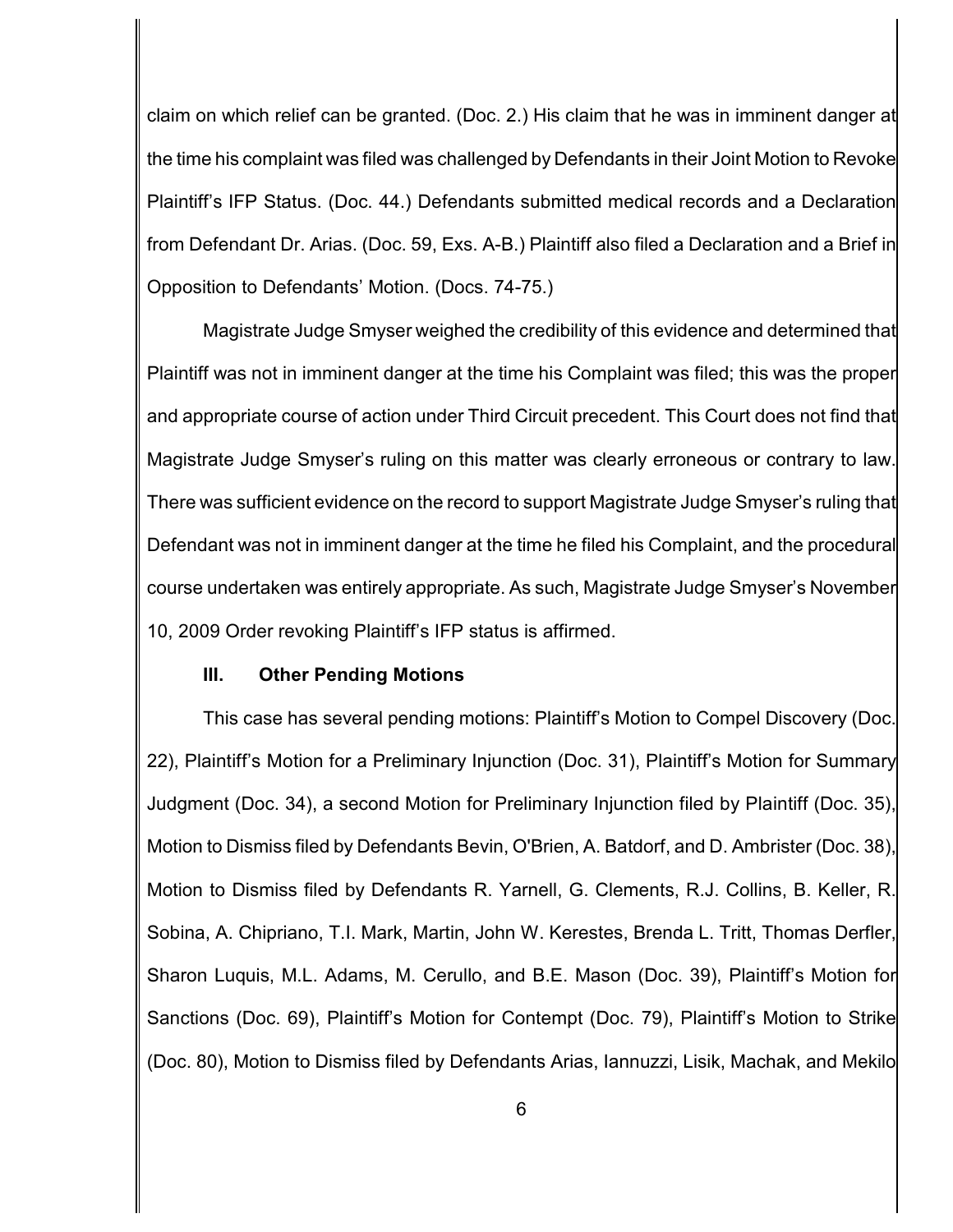claim on which relief can be granted. (Doc. 2.) His claim that he was in imminent danger at the time his complaint was filed was challenged by Defendants in their Joint Motion to Revoke Plaintiff's IFP Status. (Doc. 44.) Defendants submitted medical records and a Declaration from Defendant Dr. Arias. (Doc. 59, Exs. A-B.) Plaintiff also filed a Declaration and a Brief in Opposition to Defendants' Motion. (Docs. 74-75.)

Magistrate Judge Smyser weighed the credibility of this evidence and determined that Plaintiff was not in imminent danger at the time his Complaint was filed; this was the proper and appropriate course of action under Third Circuit precedent. This Court does not find that Magistrate Judge Smyser's ruling on this matter was clearly erroneous or contrary to law. There was sufficient evidence on the record to support Magistrate Judge Smyser's ruling that Defendant was not in imminent danger at the time he filed his Complaint, and the procedural course undertaken was entirely appropriate. As such, Magistrate Judge Smyser's November 10, 2009 Order revoking Plaintiff's IFP status is affirmed.

### III. Other Pending Motions

This case has several pending motions: Plaintiff's Motion to Compel Discovery (Doc. 22), Plaintiff's Motion for a Preliminary Injunction (Doc. 31), Plaintiff's Motion for Summary Judgment (Doc. 34), a second Motion for Preliminary Injunction filed by Plaintiff (Doc. 35), Motion to Dismiss filed by Defendants Bevin, O'Brien, A. Batdorf, and D. Ambrister (Doc. 38), Motion to Dismiss filed by Defendants R. Yarnell, G. Clements, R.J. Collins, B. Keller, R. Sobina, A. Chipriano, T.I. Mark, Martin, John W. Kerestes, Brenda L. Tritt, Thomas Derfler, Sharon Luquis, M.L. Adams, M. Cerullo, and B.E. Mason (Doc. 39), Plaintiff's Motion for Sanctions (Doc. 69), Plaintiff's Motion for Contempt (Doc. 79), Plaintiff's Motion to Strike (Doc. 80), Motion to Dismiss filed by Defendants Arias, Iannuzzi, Lisik, Machak, and Mekilo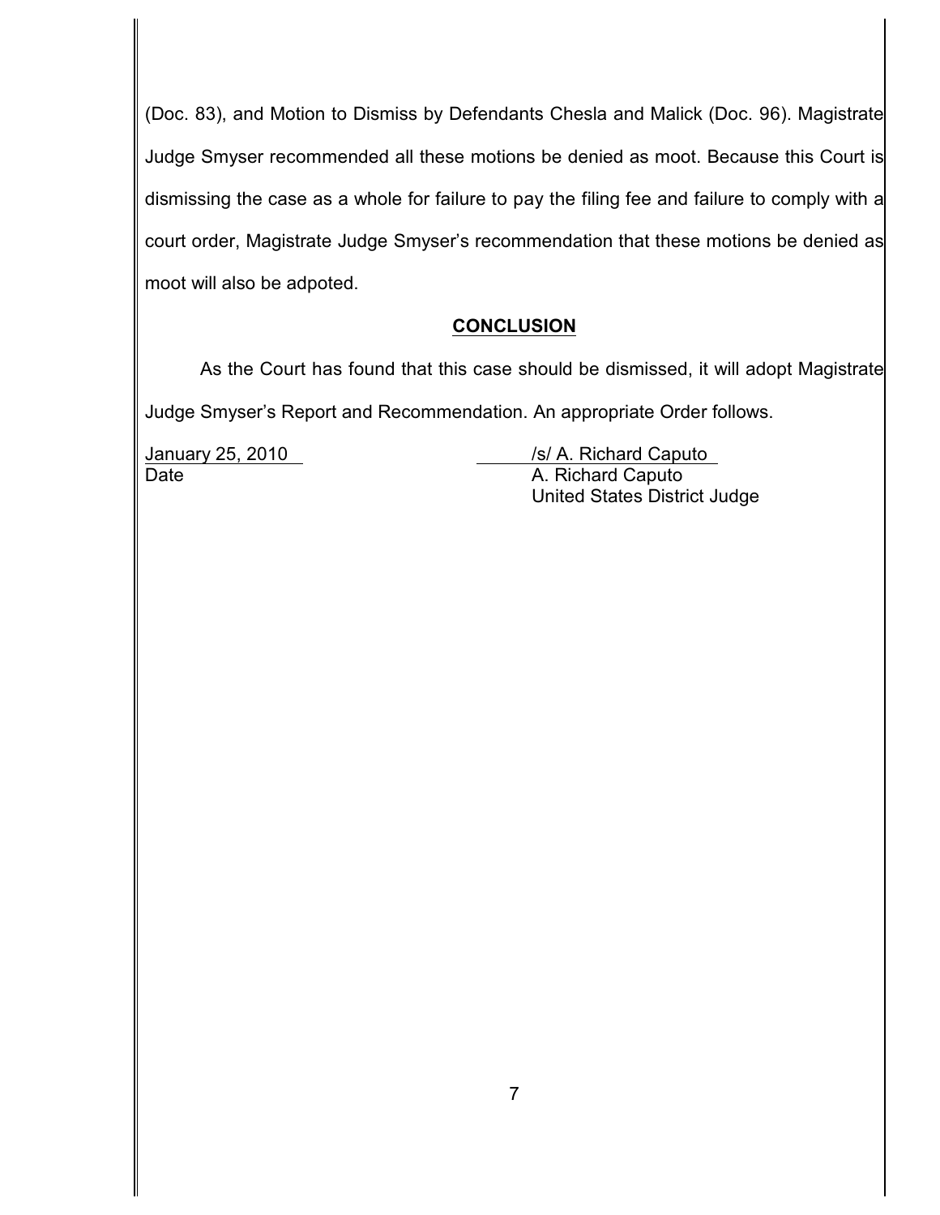(Doc. 83), and Motion to Dismiss by Defendants Chesla and Malick (Doc. 96). Magistrate Judge Smyser recommended all these motions be denied as moot. Because this Court is dismissing the case as a whole for failure to pay the filing fee and failure to comply with a court order, Magistrate Judge Smyser's recommendation that these motions be denied as moot will also be adpoted.

## CONCLUSION

As the Court has found that this case should be dismissed, it will adopt Magistrate Judge Smyser's Report and Recommendation. An appropriate Order follows.

January 25, 2010
Date

/s/ A. Richard Caputo
A. Richard Caputo
United States District Judge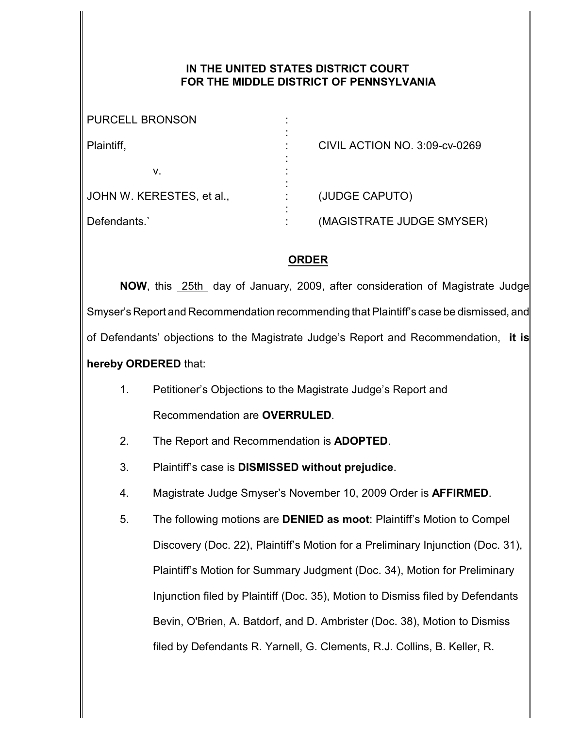# IN THE UNITED STATES DISTRICT COURT FOR THE MIDDLE DISTRICT OF PENNSYLVANIA

| | | |
|---|---|---|
| PURCELL BRONSON | : | |
| Plaintiff, | : | CIVIL ACTION NO. 3:09-cv-0269 |
| v. | : | |
| JOHN W. KERESTES, et al., | : | (JUDGE CAPUTO) |
| Defendants.` | : | (MAGISTRATE JUDGE SMYSER) |

## ORDER

**NOW**, this 25th day of January, 2009, after consideration of Magistrate Judge Smyser's Report and Recommendation recommending that Plaintiff's case be dismissed, and of Defendants' objections to the Magistrate Judge's Report and Recommendation, **it is hereby ORDERED** that:

1. Petitioner's Objections to the Magistrate Judge's Report and Recommendation are **OVERRULED**.
2. The Report and Recommendation is **ADOPTED**.
3. Plaintiff's case is **DISMISSED without prejudice**.
4. Magistrate Judge Smyser's November 10, 2009 Order is **AFFIRMED**.
5. The following motions are **DENIED as moot**: Plaintiff's Motion to Compel Discovery (Doc. 22), Plaintiff's Motion for a Preliminary Injunction (Doc. 31), Plaintiff's Motion for Summary Judgment (Doc. 34), Motion for Preliminary Injunction filed by Plaintiff (Doc. 35), Motion to Dismiss filed by Defendants Bevin, O'Brien, A. Batdorf, and D. Ambrister (Doc. 38), Motion to Dismiss filed by Defendants R. Yarnell, G. Clements, R.J. Collins, B. Keller, R.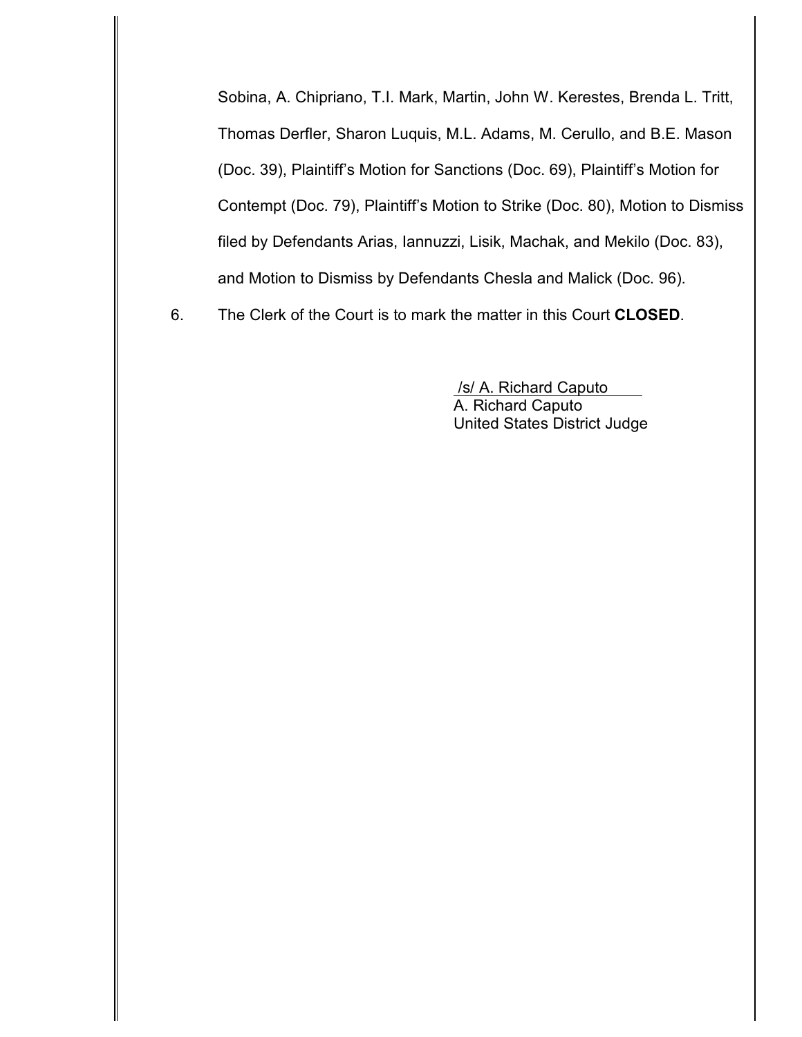Sobina, A. Chipriano, T.I. Mark, Martin, John W. Kerestes, Brenda L. Tritt, Thomas Derfler, Sharon Luquis, M.L. Adams, M. Cerullo, and B.E. Mason (Doc. 39), Plaintiff's Motion for Sanctions (Doc. 69), Plaintiff's Motion for Contempt (Doc. 79), Plaintiff's Motion to Strike (Doc. 80), Motion to Dismiss filed by Defendants Arias, Iannuzzi, Lisik, Machak, and Mekilo (Doc. 83), and Motion to Dismiss by Defendants Chesla and Malick (Doc. 96).

6. The Clerk of the Court is to mark the matter in this Court **CLOSED**.

/s/ A. Richard Caputo
A. Richard Caputo
United States District Judge